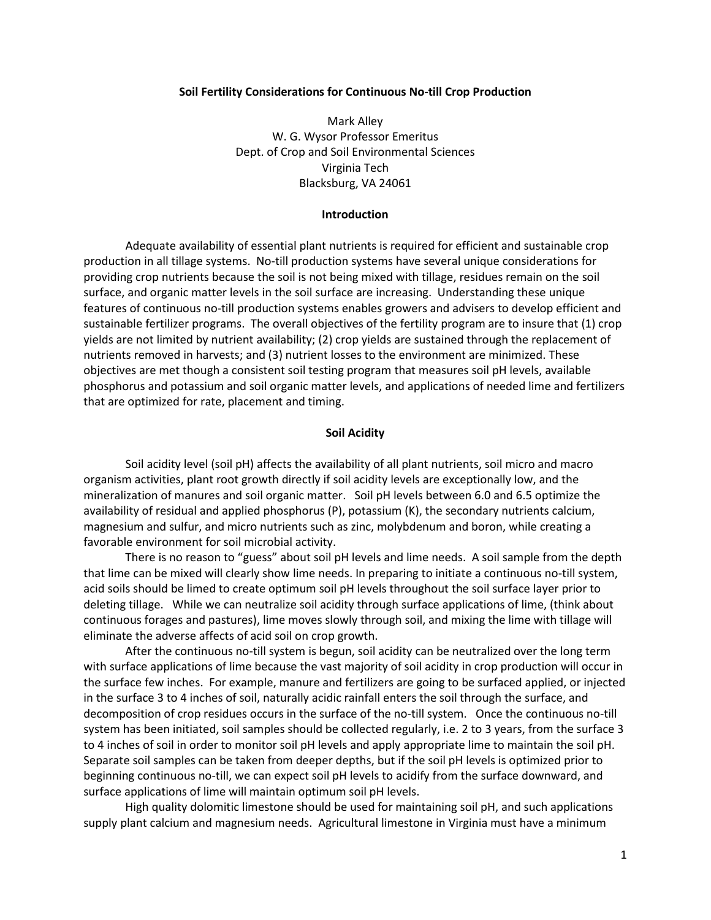# Soil Fertility Considerations for Continuous No-till Crop Production

Mark Alley
W. G. Wysor Professor Emeritus
Dept. of Crop and Soil Environmental Sciences
Virginia Tech
Blacksburg, VA 24061

## Introduction

Adequate availability of essential plant nutrients is required for efficient and sustainable crop production in all tillage systems. No-till production systems have several unique considerations for providing crop nutrients because the soil is not being mixed with tillage, residues remain on the soil surface, and organic matter levels in the soil surface are increasing. Understanding these unique features of continuous no-till production systems enables growers and advisers to develop efficient and sustainable fertilizer programs. The overall objectives of the fertility program are to insure that (1) crop yields are not limited by nutrient availability; (2) crop yields are sustained through the replacement of nutrients removed in harvests; and (3) nutrient losses to the environment are minimized. These objectives are met though a consistent soil testing program that measures soil pH levels, available phosphorus and potassium and soil organic matter levels, and applications of needed lime and fertilizers that are optimized for rate, placement and timing.

## Soil Acidity

Soil acidity level (soil pH) affects the availability of all plant nutrients, soil micro and macro organism activities, plant root growth directly if soil acidity levels are exceptionally low, and the mineralization of manures and soil organic matter. Soil pH levels between 6.0 and 6.5 optimize the availability of residual and applied phosphorus (P), potassium (K), the secondary nutrients calcium, magnesium and sulfur, and micro nutrients such as zinc, molybdenum and boron, while creating a favorable environment for soil microbial activity.

There is no reason to "guess" about soil pH levels and lime needs. A soil sample from the depth that lime can be mixed will clearly show lime needs. In preparing to initiate a continuous no-till system, acid soils should be limed to create optimum soil pH levels throughout the soil surface layer prior to deleting tillage. While we can neutralize soil acidity through surface applications of lime, (think about continuous forages and pastures), lime moves slowly through soil, and mixing the lime with tillage will eliminate the adverse affects of acid soil on crop growth.

After the continuous no-till system is begun, soil acidity can be neutralized over the long term with surface applications of lime because the vast majority of soil acidity in crop production will occur in the surface few inches. For example, manure and fertilizers are going to be surfaced applied, or injected in the surface 3 to 4 inches of soil, naturally acidic rainfall enters the soil through the surface, and decomposition of crop residues occurs in the surface of the no-till system. Once the continuous no-till system has been initiated, soil samples should be collected regularly, i.e. 2 to 3 years, from the surface 3 to 4 inches of soil in order to monitor soil pH levels and apply appropriate lime to maintain the soil pH. Separate soil samples can be taken from deeper depths, but if the soil pH levels is optimized prior to beginning continuous no-till, we can expect soil pH levels to acidify from the surface downward, and surface applications of lime will maintain optimum soil pH levels.

High quality dolomitic limestone should be used for maintaining soil pH, and such applications supply plant calcium and magnesium needs. Agricultural limestone in Virginia must have a minimum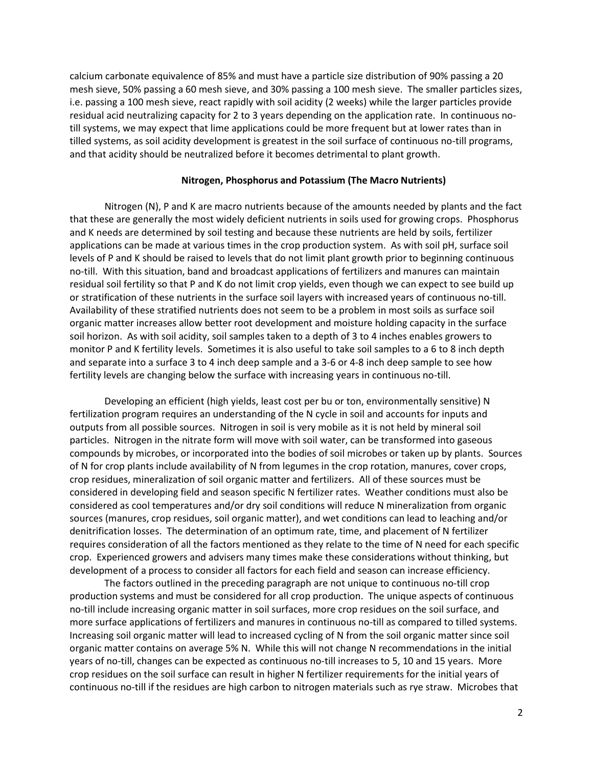calcium carbonate equivalence of 85% and must have a particle size distribution of 90% passing a 20 mesh sieve, 50% passing a 60 mesh sieve, and 30% passing a 100 mesh sieve. The smaller particles sizes, i.e. passing a 100 mesh sieve, react rapidly with soil acidity (2 weeks) while the larger particles provide residual acid neutralizing capacity for 2 to 3 years depending on the application rate. In continuous no-till systems, we may expect that lime applications could be more frequent but at lower rates than in tilled systems, as soil acidity development is greatest in the soil surface of continuous no-till programs, and that acidity should be neutralized before it becomes detrimental to plant growth.

**Nitrogen, Phosphorus and Potassium (The Macro Nutrients)**

Nitrogen (N), P and K are macro nutrients because of the amounts needed by plants and the fact that these are generally the most widely deficient nutrients in soils used for growing crops. Phosphorus and K needs are determined by soil testing and because these nutrients are held by soils, fertilizer applications can be made at various times in the crop production system. As with soil pH, surface soil levels of P and K should be raised to levels that do not limit plant growth prior to beginning continuous no-till. With this situation, band and broadcast applications of fertilizers and manures can maintain residual soil fertility so that P and K do not limit crop yields, even though we can expect to see build up or stratification of these nutrients in the surface soil layers with increased years of continuous no-till. Availability of these stratified nutrients does not seem to be a problem in most soils as surface soil organic matter increases allow better root development and moisture holding capacity in the surface soil horizon. As with soil acidity, soil samples taken to a depth of 3 to 4 inches enables growers to monitor P and K fertility levels. Sometimes it is also useful to take soil samples to a 6 to 8 inch depth and separate into a surface 3 to 4 inch deep sample and a 3-6 or 4-8 inch deep sample to see how fertility levels are changing below the surface with increasing years in continuous no-till.

Developing an efficient (high yields, least cost per bu or ton, environmentally sensitive) N fertilization program requires an understanding of the N cycle in soil and accounts for inputs and outputs from all possible sources. Nitrogen in soil is very mobile as it is not held by mineral soil particles. Nitrogen in the nitrate form will move with soil water, can be transformed into gaseous compounds by microbes, or incorporated into the bodies of soil microbes or taken up by plants. Sources of N for crop plants include availability of N from legumes in the crop rotation, manures, cover crops, crop residues, mineralization of soil organic matter and fertilizers. All of these sources must be considered in developing field and season specific N fertilizer rates. Weather conditions must also be considered as cool temperatures and/or dry soil conditions will reduce N mineralization from organic sources (manures, crop residues, soil organic matter), and wet conditions can lead to leaching and/or denitrification losses. The determination of an optimum rate, time, and placement of N fertilizer requires consideration of all the factors mentioned as they relate to the time of N need for each specific crop. Experienced growers and advisers many times make these considerations without thinking, but development of a process to consider all factors for each field and season can increase efficiency.

The factors outlined in the preceding paragraph are not unique to continuous no-till crop production systems and must be considered for all crop production. The unique aspects of continuous no-till include increasing organic matter in soil surfaces, more crop residues on the soil surface, and more surface applications of fertilizers and manures in continuous no-till as compared to tilled systems. Increasing soil organic matter will lead to increased cycling of N from the soil organic matter since soil organic matter contains on average 5% N. While this will not change N recommendations in the initial years of no-till, changes can be expected as continuous no-till increases to 5, 10 and 15 years. More crop residues on the soil surface can result in higher N fertilizer requirements for the initial years of continuous no-till if the residues are high carbon to nitrogen materials such as rye straw. Microbes that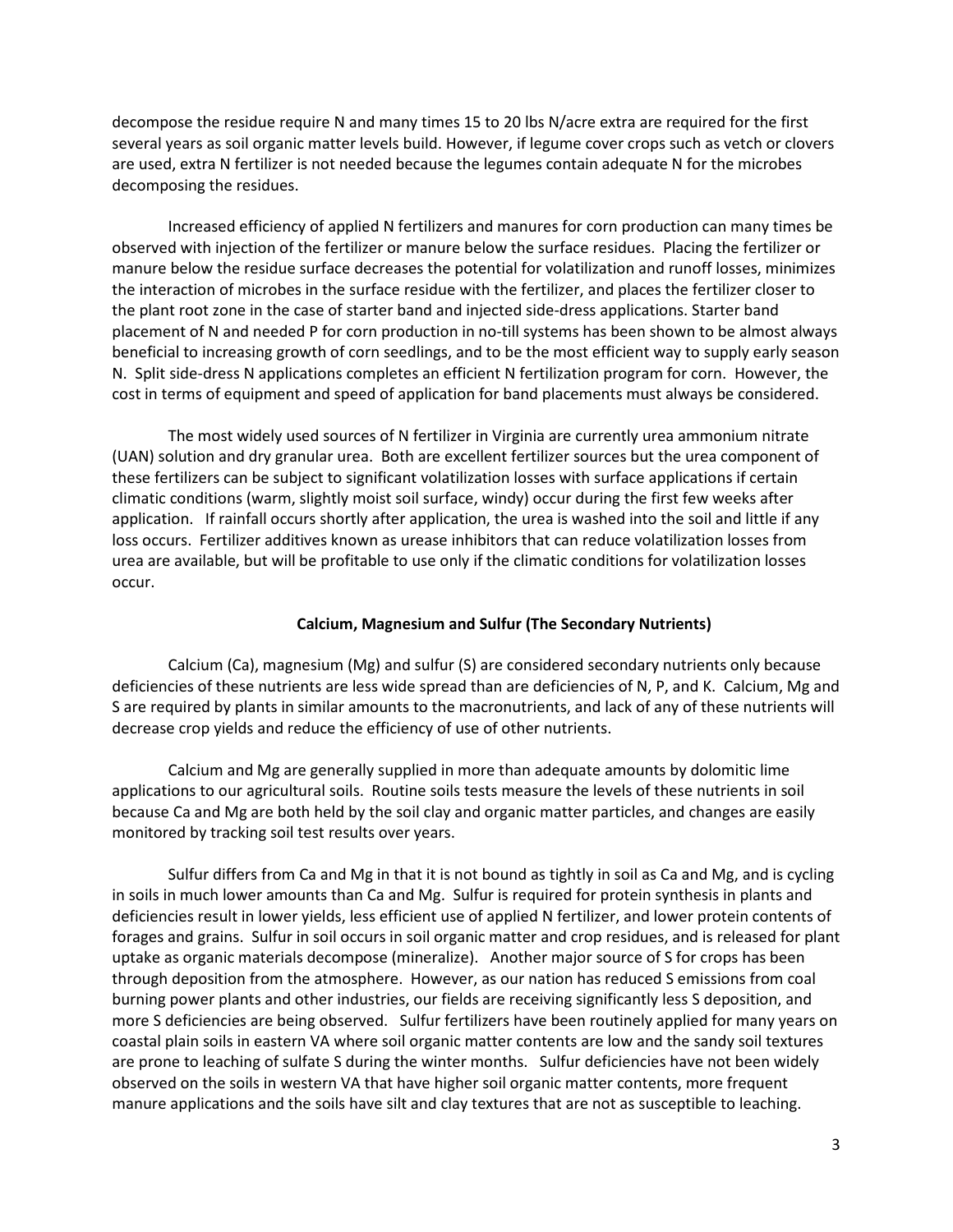decompose the residue require N and many times 15 to 20 lbs N/acre extra are required for the first several years as soil organic matter levels build. However, if legume cover crops such as vetch or clovers are used, extra N fertilizer is not needed because the legumes contain adequate N for the microbes decomposing the residues.

Increased efficiency of applied N fertilizers and manures for corn production can many times be observed with injection of the fertilizer or manure below the surface residues. Placing the fertilizer or manure below the residue surface decreases the potential for volatilization and runoff losses, minimizes the interaction of microbes in the surface residue with the fertilizer, and places the fertilizer closer to the plant root zone in the case of starter band and injected side-dress applications. Starter band placement of N and needed P for corn production in no-till systems has been shown to be almost always beneficial to increasing growth of corn seedlings, and to be the most efficient way to supply early season N. Split side-dress N applications completes an efficient N fertilization program for corn. However, the cost in terms of equipment and speed of application for band placements must always be considered.

The most widely used sources of N fertilizer in Virginia are currently urea ammonium nitrate (UAN) solution and dry granular urea. Both are excellent fertilizer sources but the urea component of these fertilizers can be subject to significant volatilization losses with surface applications if certain climatic conditions (warm, slightly moist soil surface, windy) occur during the first few weeks after application. If rainfall occurs shortly after application, the urea is washed into the soil and little if any loss occurs. Fertilizer additives known as urease inhibitors that can reduce volatilization losses from urea are available, but will be profitable to use only if the climatic conditions for volatilization losses occur.

### Calcium, Magnesium and Sulfur (The Secondary Nutrients)

Calcium (Ca), magnesium (Mg) and sulfur (S) are considered secondary nutrients only because deficiencies of these nutrients are less wide spread than are deficiencies of N, P, and K. Calcium, Mg and S are required by plants in similar amounts to the macronutrients, and lack of any of these nutrients will decrease crop yields and reduce the efficiency of use of other nutrients.

Calcium and Mg are generally supplied in more than adequate amounts by dolomitic lime applications to our agricultural soils. Routine soils tests measure the levels of these nutrients in soil because Ca and Mg are both held by the soil clay and organic matter particles, and changes are easily monitored by tracking soil test results over years.

Sulfur differs from Ca and Mg in that it is not bound as tightly in soil as Ca and Mg, and is cycling in soils in much lower amounts than Ca and Mg. Sulfur is required for protein synthesis in plants and deficiencies result in lower yields, less efficient use of applied N fertilizer, and lower protein contents of forages and grains. Sulfur in soil occurs in soil organic matter and crop residues, and is released for plant uptake as organic materials decompose (mineralize). Another major source of S for crops has been through deposition from the atmosphere. However, as our nation has reduced S emissions from coal burning power plants and other industries, our fields are receiving significantly less S deposition, and more S deficiencies are being observed. Sulfur fertilizers have been routinely applied for many years on coastal plain soils in eastern VA where soil organic matter contents are low and the sandy soil textures are prone to leaching of sulfate S during the winter months. Sulfur deficiencies have not been widely observed on the soils in western VA that have higher soil organic matter contents, more frequent manure applications and the soils have silt and clay textures that are not as susceptible to leaching.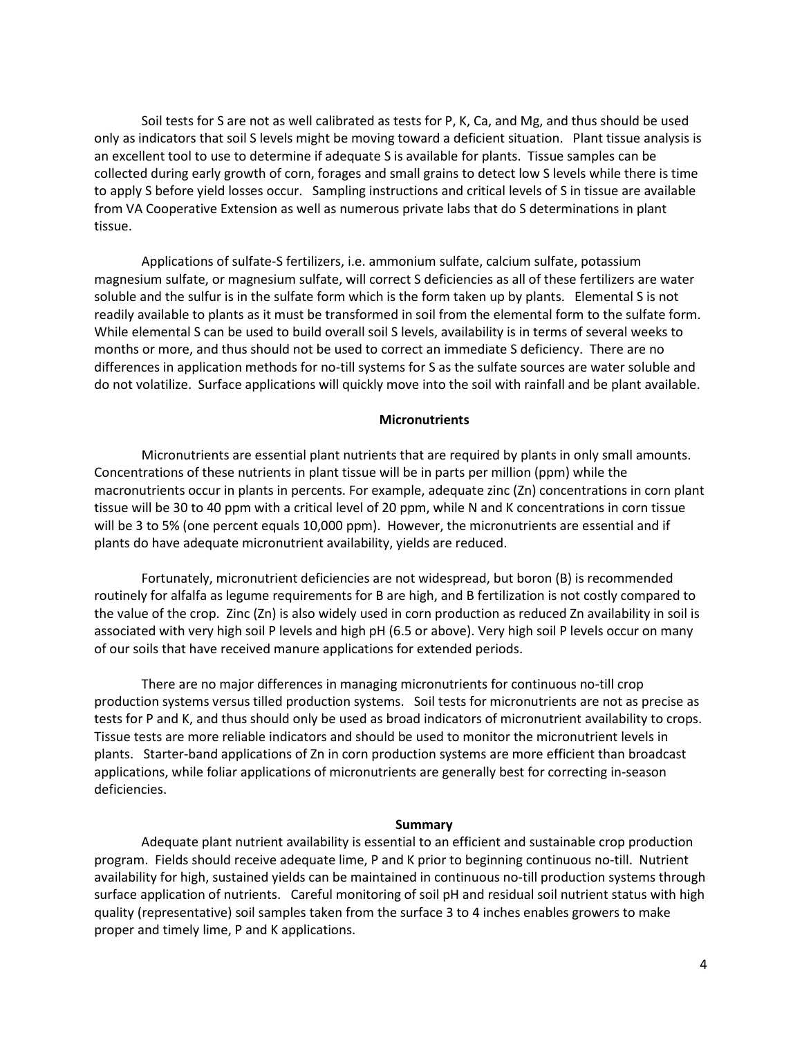Soil tests for S are not as well calibrated as tests for P, K, Ca, and Mg, and thus should be used only as indicators that soil S levels might be moving toward a deficient situation. Plant tissue analysis is an excellent tool to use to determine if adequate S is available for plants. Tissue samples can be collected during early growth of corn, forages and small grains to detect low S levels while there is time to apply S before yield losses occur. Sampling instructions and critical levels of S in tissue are available from VA Cooperative Extension as well as numerous private labs that do S determinations in plant tissue.

Applications of sulfate-S fertilizers, i.e. ammonium sulfate, calcium sulfate, potassium magnesium sulfate, or magnesium sulfate, will correct S deficiencies as all of these fertilizers are water soluble and the sulfur is in the sulfate form which is the form taken up by plants. Elemental S is not readily available to plants as it must be transformed in soil from the elemental form to the sulfate form. While elemental S can be used to build overall soil S levels, availability is in terms of several weeks to months or more, and thus should not be used to correct an immediate S deficiency. There are no differences in application methods for no-till systems for S as the sulfate sources are water soluble and do not volatilize. Surface applications will quickly move into the soil with rainfall and be plant available.

## Micronutrients

Micronutrients are essential plant nutrients that are required by plants in only small amounts. Concentrations of these nutrients in plant tissue will be in parts per million (ppm) while the macronutrients occur in plants in percents. For example, adequate zinc (Zn) concentrations in corn plant tissue will be 30 to 40 ppm with a critical level of 20 ppm, while N and K concentrations in corn tissue will be 3 to 5% (one percent equals 10,000 ppm). However, the micronutrients are essential and if plants do have adequate micronutrient availability, yields are reduced.

Fortunately, micronutrient deficiencies are not widespread, but boron (B) is recommended routinely for alfalfa as legume requirements for B are high, and B fertilization is not costly compared to the value of the crop. Zinc (Zn) is also widely used in corn production as reduced Zn availability in soil is associated with very high soil P levels and high pH (6.5 or above). Very high soil P levels occur on many of our soils that have received manure applications for extended periods.

There are no major differences in managing micronutrients for continuous no-till crop production systems versus tilled production systems. Soil tests for micronutrients are not as precise as tests for P and K, and thus should only be used as broad indicators of micronutrient availability to crops. Tissue tests are more reliable indicators and should be used to monitor the micronutrient levels in plants. Starter-band applications of Zn in corn production systems are more efficient than broadcast applications, while foliar applications of micronutrients are generally best for correcting in-season deficiencies.

## Summary

Adequate plant nutrient availability is essential to an efficient and sustainable crop production program. Fields should receive adequate lime, P and K prior to beginning continuous no-till. Nutrient availability for high, sustained yields can be maintained in continuous no-till production systems through surface application of nutrients. Careful monitoring of soil pH and residual soil nutrient status with high quality (representative) soil samples taken from the surface 3 to 4 inches enables growers to make proper and timely lime, P and K applications.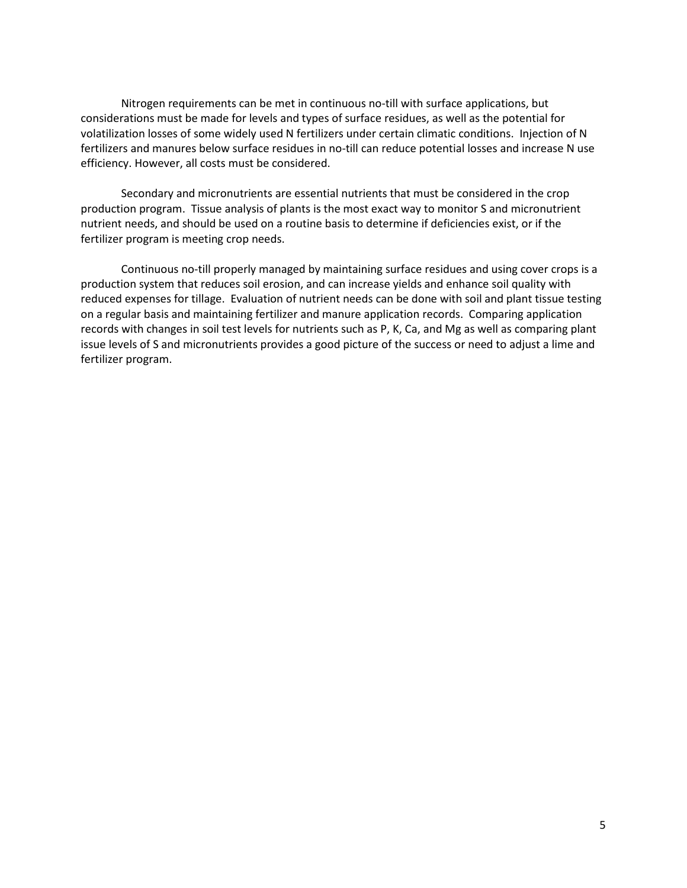Nitrogen requirements can be met in continuous no-till with surface applications, but considerations must be made for levels and types of surface residues, as well as the potential for volatilization losses of some widely used N fertilizers under certain climatic conditions. Injection of N fertilizers and manures below surface residues in no-till can reduce potential losses and increase N use efficiency. However, all costs must be considered.

Secondary and micronutrients are essential nutrients that must be considered in the crop production program. Tissue analysis of plants is the most exact way to monitor S and micronutrient nutrient needs, and should be used on a routine basis to determine if deficiencies exist, or if the fertilizer program is meeting crop needs.

Continuous no-till properly managed by maintaining surface residues and using cover crops is a production system that reduces soil erosion, and can increase yields and enhance soil quality with reduced expenses for tillage. Evaluation of nutrient needs can be done with soil and plant tissue testing on a regular basis and maintaining fertilizer and manure application records. Comparing application records with changes in soil test levels for nutrients such as P, K, Ca, and Mg as well as comparing plant issue levels of S and micronutrients provides a good picture of the success or need to adjust a lime and fertilizer program.